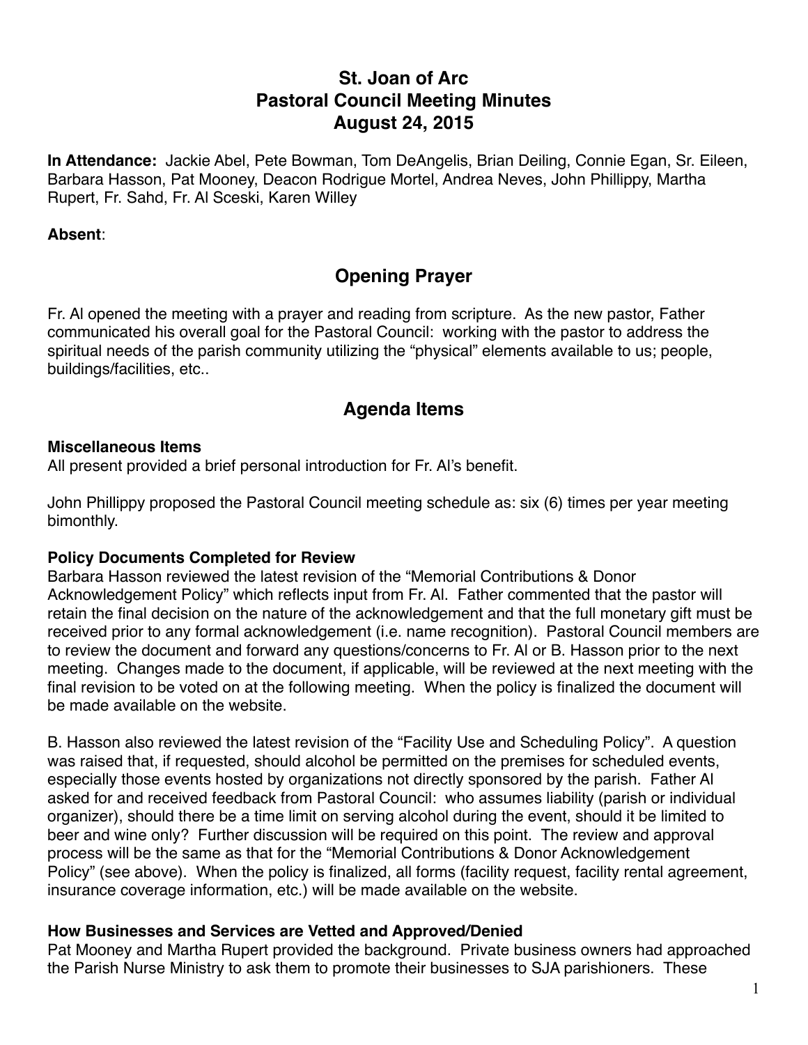# St. Joan of Arc
# Pastoral Council Meeting Minutes
# August 24, 2015

**In Attendance:** Jackie Abel, Pete Bowman, Tom DeAngelis, Brian Deiling, Connie Egan, Sr. Eileen, Barbara Hasson, Pat Mooney, Deacon Rodrigue Mortel, Andrea Neves, John Phillippy, Martha Rupert, Fr. Sahd, Fr. Al Sceski, Karen Willey

**Absent**:

## Opening Prayer

Fr. Al opened the meeting with a prayer and reading from scripture. As the new pastor, Father communicated his overall goal for the Pastoral Council: working with the pastor to address the spiritual needs of the parish community utilizing the "physical" elements available to us; people, buildings/facilities, etc..

## Agenda Items

### Miscellaneous Items

All present provided a brief personal introduction for Fr. Al's benefit.

John Phillippy proposed the Pastoral Council meeting schedule as: six (6) times per year meeting bimonthly.

### Policy Documents Completed for Review

Barbara Hasson reviewed the latest revision of the "Memorial Contributions & Donor Acknowledgement Policy" which reflects input from Fr. Al. Father commented that the pastor will retain the final decision on the nature of the acknowledgement and that the full monetary gift must be received prior to any formal acknowledgement (i.e. name recognition). Pastoral Council members are to review the document and forward any questions/concerns to Fr. Al or B. Hasson prior to the next meeting. Changes made to the document, if applicable, will be reviewed at the next meeting with the final revision to be voted on at the following meeting. When the policy is finalized the document will be made available on the website.

B. Hasson also reviewed the latest revision of the "Facility Use and Scheduling Policy". A question was raised that, if requested, should alcohol be permitted on the premises for scheduled events, especially those events hosted by organizations not directly sponsored by the parish. Father Al asked for and received feedback from Pastoral Council: who assumes liability (parish or individual organizer), should there be a time limit on serving alcohol during the event, should it be limited to beer and wine only? Further discussion will be required on this point. The review and approval process will be the same as that for the "Memorial Contributions & Donor Acknowledgement Policy" (see above). When the policy is finalized, all forms (facility request, facility rental agreement, insurance coverage information, etc.) will be made available on the website.

### How Businesses and Services are Vetted and Approved/Denied

Pat Mooney and Martha Rupert provided the background. Private business owners had approached the Parish Nurse Ministry to ask them to promote their businesses to SJA parishioners. These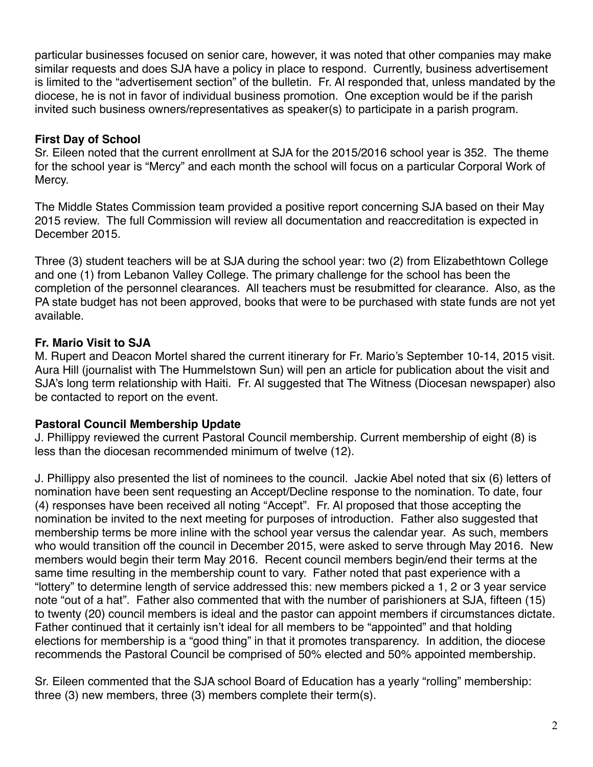particular businesses focused on senior care, however, it was noted that other companies may make similar requests and does SJA have a policy in place to respond. Currently, business advertisement is limited to the "advertisement section" of the bulletin. Fr. Al responded that, unless mandated by the diocese, he is not in favor of individual business promotion. One exception would be if the parish invited such business owners/representatives as speaker(s) to participate in a parish program.

**First Day of School**

Sr. Eileen noted that the current enrollment at SJA for the 2015/2016 school year is 352. The theme for the school year is "Mercy" and each month the school will focus on a particular Corporal Work of Mercy.

The Middle States Commission team provided a positive report concerning SJA based on their May 2015 review. The full Commission will review all documentation and reaccreditation is expected in December 2015.

Three (3) student teachers will be at SJA during the school year: two (2) from Elizabethtown College and one (1) from Lebanon Valley College. The primary challenge for the school has been the completion of the personnel clearances. All teachers must be resubmitted for clearance. Also, as the PA state budget has not been approved, books that were to be purchased with state funds are not yet available.

**Fr. Mario Visit to SJA**

M. Rupert and Deacon Mortel shared the current itinerary for Fr. Mario's September 10-14, 2015 visit. Aura Hill (journalist with The Hummelstown Sun) will pen an article for publication about the visit and SJA's long term relationship with Haiti. Fr. Al suggested that The Witness (Diocesan newspaper) also be contacted to report on the event.

**Pastoral Council Membership Update**

J. Phillippy reviewed the current Pastoral Council membership. Current membership of eight (8) is less than the diocesan recommended minimum of twelve (12).

J. Phillippy also presented the list of nominees to the council. Jackie Abel noted that six (6) letters of nomination have been sent requesting an Accept/Decline response to the nomination. To date, four (4) responses have been received all noting "Accept". Fr. Al proposed that those accepting the nomination be invited to the next meeting for purposes of introduction. Father also suggested that membership terms be more inline with the school year versus the calendar year. As such, members who would transition off the council in December 2015, were asked to serve through May 2016. New members would begin their term May 2016. Recent council members begin/end their terms at the same time resulting in the membership count to vary. Father noted that past experience with a "lottery" to determine length of service addressed this: new members picked a 1, 2 or 3 year service note "out of a hat". Father also commented that with the number of parishioners at SJA, fifteen (15) to twenty (20) council members is ideal and the pastor can appoint members if circumstances dictate. Father continued that it certainly isn't ideal for all members to be "appointed" and that holding elections for membership is a "good thing" in that it promotes transparency. In addition, the diocese recommends the Pastoral Council be comprised of 50% elected and 50% appointed membership.

Sr. Eileen commented that the SJA school Board of Education has a yearly "rolling" membership: three (3) new members, three (3) members complete their term(s).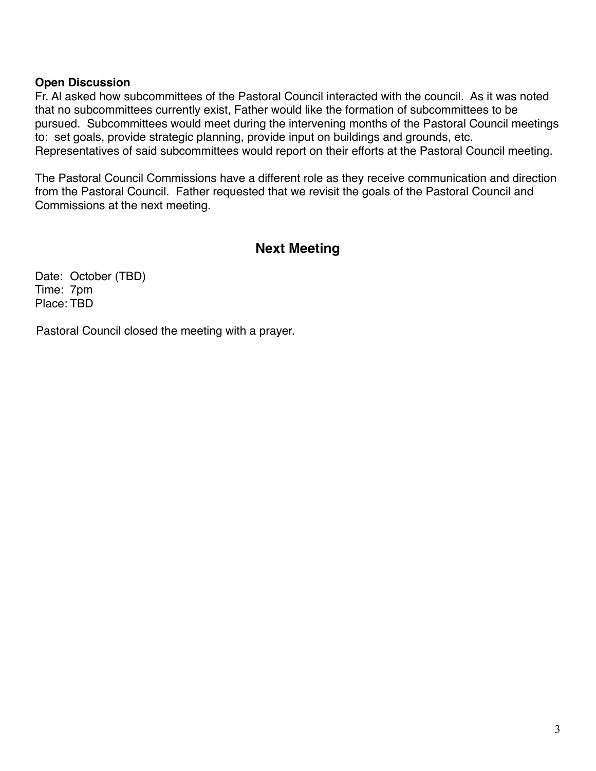**Open Discussion**

Fr. Al asked how subcommittees of the Pastoral Council interacted with the council. As it was noted that no subcommittees currently exist, Father would like the formation of subcommittees to be pursued. Subcommittees would meet during the intervening months of the Pastoral Council meetings to: set goals, provide strategic planning, provide input on buildings and grounds, etc. Representatives of said subcommittees would report on their efforts at the Pastoral Council meeting.

The Pastoral Council Commissions have a different role as they receive communication and direction from the Pastoral Council. Father requested that we revisit the goals of the Pastoral Council and Commissions at the next meeting.

## Next Meeting

Date: October (TBD)
Time: 7pm
Place: TBD

Pastoral Council closed the meeting with a prayer.